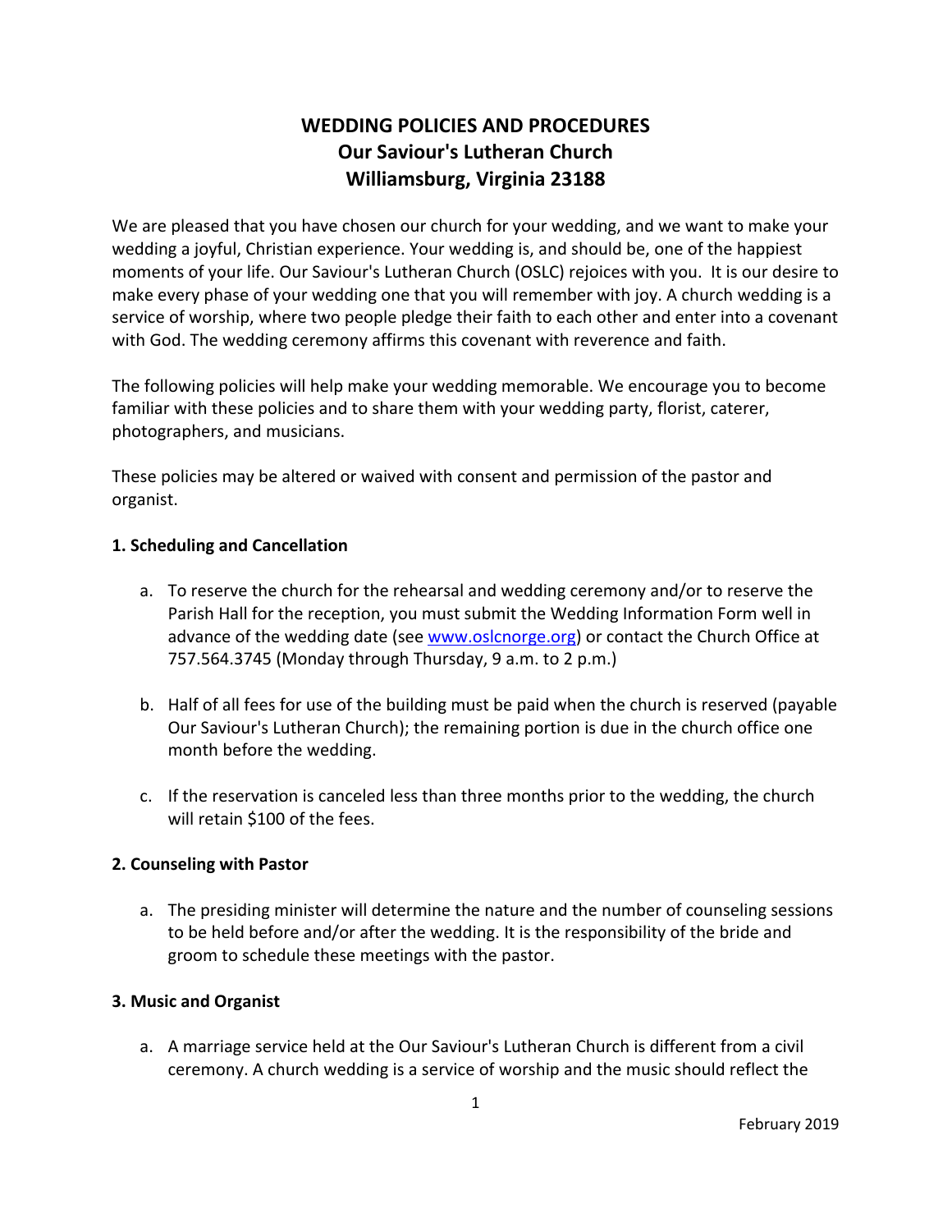# WEDDING POLICIES AND PROCEDURES
# Our Saviour's Lutheran Church
# Williamsburg, Virginia 23188

We are pleased that you have chosen our church for your wedding, and we want to make your wedding a joyful, Christian experience. Your wedding is, and should be, one of the happiest moments of your life. Our Saviour's Lutheran Church (OSLC) rejoices with you. It is our desire to make every phase of your wedding one that you will remember with joy. A church wedding is a service of worship, where two people pledge their faith to each other and enter into a covenant with God. The wedding ceremony affirms this covenant with reverence and faith.

The following policies will help make your wedding memorable. We encourage you to become familiar with these policies and to share them with your wedding party, florist, caterer, photographers, and musicians.

These policies may be altered or waived with consent and permission of the pastor and organist.

## 1. Scheduling and Cancellation

a. To reserve the church for the rehearsal and wedding ceremony and/or to reserve the Parish Hall for the reception, you must submit the Wedding Information Form well in advance of the wedding date (see www.oslcnorge.org) or contact the Church Office at 757.564.3745 (Monday through Thursday, 9 a.m. to 2 p.m.)

b. Half of all fees for use of the building must be paid when the church is reserved (payable Our Saviour's Lutheran Church); the remaining portion is due in the church office one month before the wedding.

c. If the reservation is canceled less than three months prior to the wedding, the church will retain $100 of the fees.

## 2. Counseling with Pastor

a. The presiding minister will determine the nature and the number of counseling sessions to be held before and/or after the wedding. It is the responsibility of the bride and groom to schedule these meetings with the pastor.

## 3. Music and Organist

a. A marriage service held at the Our Saviour's Lutheran Church is different from a civil ceremony. A church wedding is a service of worship and the music should reflect the

February 2019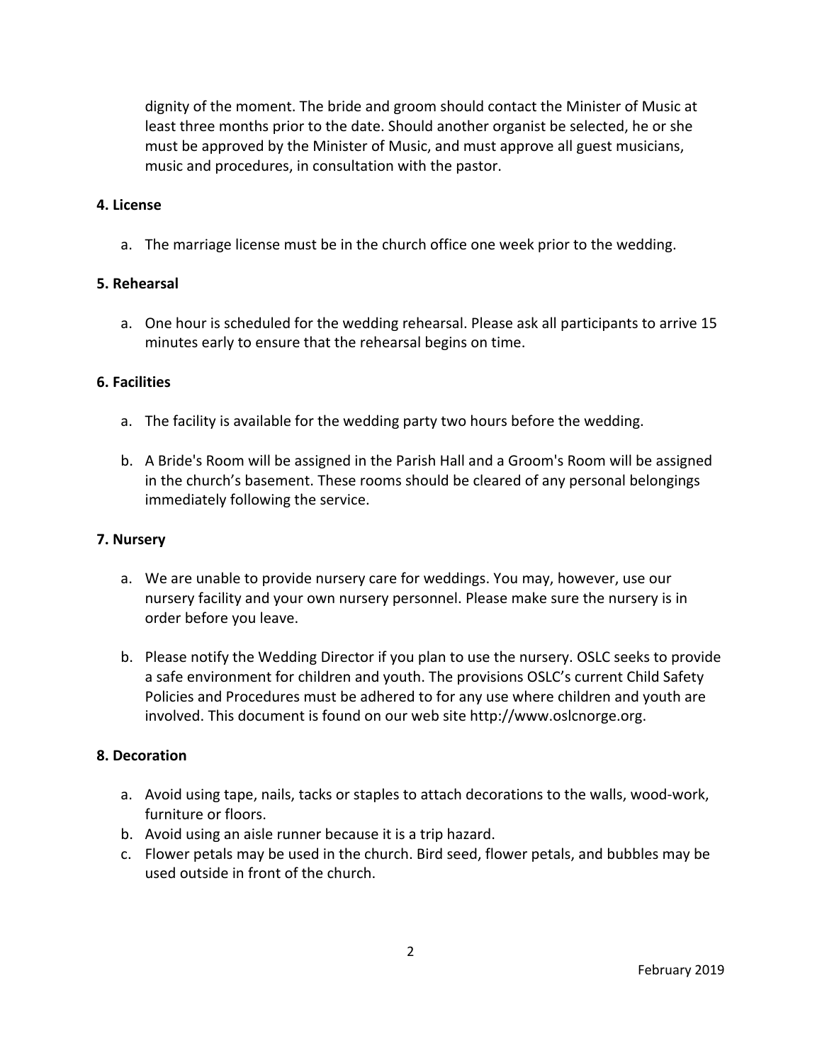dignity of the moment. The bride and groom should contact the Minister of Music at least three months prior to the date. Should another organist be selected, he or she must be approved by the Minister of Music, and must approve all guest musicians, music and procedures, in consultation with the pastor.

**4. License**

a. The marriage license must be in the church office one week prior to the wedding.

**5. Rehearsal**

a. One hour is scheduled for the wedding rehearsal. Please ask all participants to arrive 15 minutes early to ensure that the rehearsal begins on time.

**6. Facilities**

a. The facility is available for the wedding party two hours before the wedding.

b. A Bride's Room will be assigned in the Parish Hall and a Groom's Room will be assigned in the church's basement. These rooms should be cleared of any personal belongings immediately following the service.

**7. Nursery**

a. We are unable to provide nursery care for weddings. You may, however, use our nursery facility and your own nursery personnel. Please make sure the nursery is in order before you leave.

b. Please notify the Wedding Director if you plan to use the nursery. OSLC seeks to provide a safe environment for children and youth. The provisions OSLC's current Child Safety Policies and Procedures must be adhered to for any use where children and youth are involved. This document is found on our web site http://www.oslcnorge.org.

**8. Decoration**

a. Avoid using tape, nails, tacks or staples to attach decorations to the walls, wood-work, furniture or floors.
b. Avoid using an aisle runner because it is a trip hazard.
c. Flower petals may be used in the church. Bird seed, flower petals, and bubbles may be used outside in front of the church.

February 2019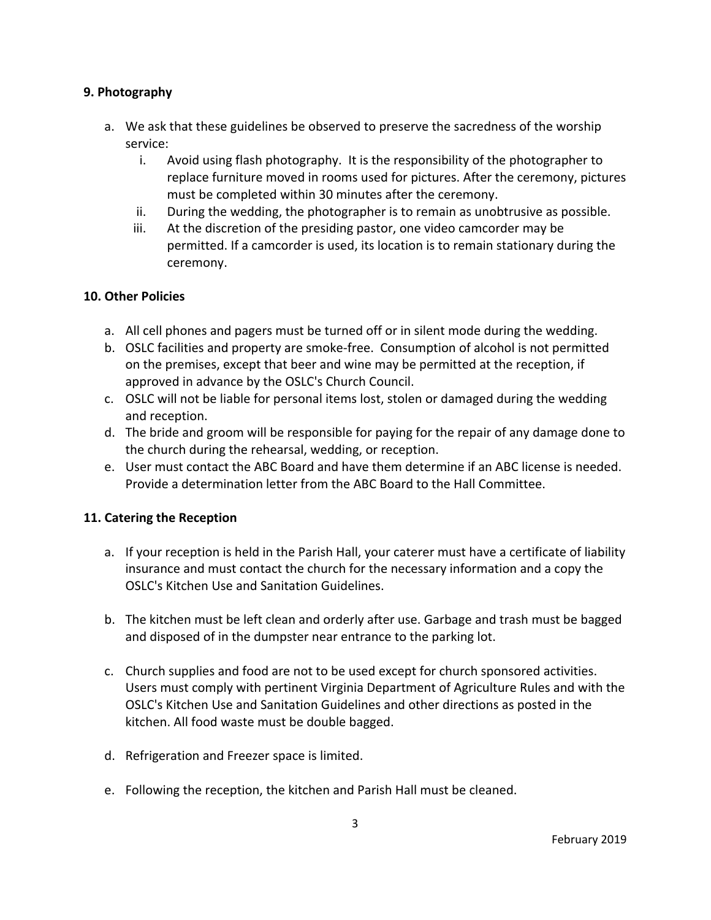**9. Photography**

a. We ask that these guidelines be observed to preserve the sacredness of the worship service:
   i. Avoid using flash photography. It is the responsibility of the photographer to replace furniture moved in rooms used for pictures. After the ceremony, pictures must be completed within 30 minutes after the ceremony.
   ii. During the wedding, the photographer is to remain as unobtrusive as possible.
   iii. At the discretion of the presiding pastor, one video camcorder may be permitted. If a camcorder is used, its location is to remain stationary during the ceremony.

**10. Other Policies**

a. All cell phones and pagers must be turned off or in silent mode during the wedding.
b. OSLC facilities and property are smoke-free. Consumption of alcohol is not permitted on the premises, except that beer and wine may be permitted at the reception, if approved in advance by the OSLC's Church Council.
c. OSLC will not be liable for personal items lost, stolen or damaged during the wedding and reception.
d. The bride and groom will be responsible for paying for the repair of any damage done to the church during the rehearsal, wedding, or reception.
e. User must contact the ABC Board and have them determine if an ABC license is needed. Provide a determination letter from the ABC Board to the Hall Committee.

**11. Catering the Reception**

a. If your reception is held in the Parish Hall, your caterer must have a certificate of liability insurance and must contact the church for the necessary information and a copy the OSLC's Kitchen Use and Sanitation Guidelines.

b. The kitchen must be left clean and orderly after use. Garbage and trash must be bagged and disposed of in the dumpster near entrance to the parking lot.

c. Church supplies and food are not to be used except for church sponsored activities. Users must comply with pertinent Virginia Department of Agriculture Rules and with the OSLC's Kitchen Use and Sanitation Guidelines and other directions as posted in the kitchen. All food waste must be double bagged.

d. Refrigeration and Freezer space is limited.

e. Following the reception, the kitchen and Parish Hall must be cleaned.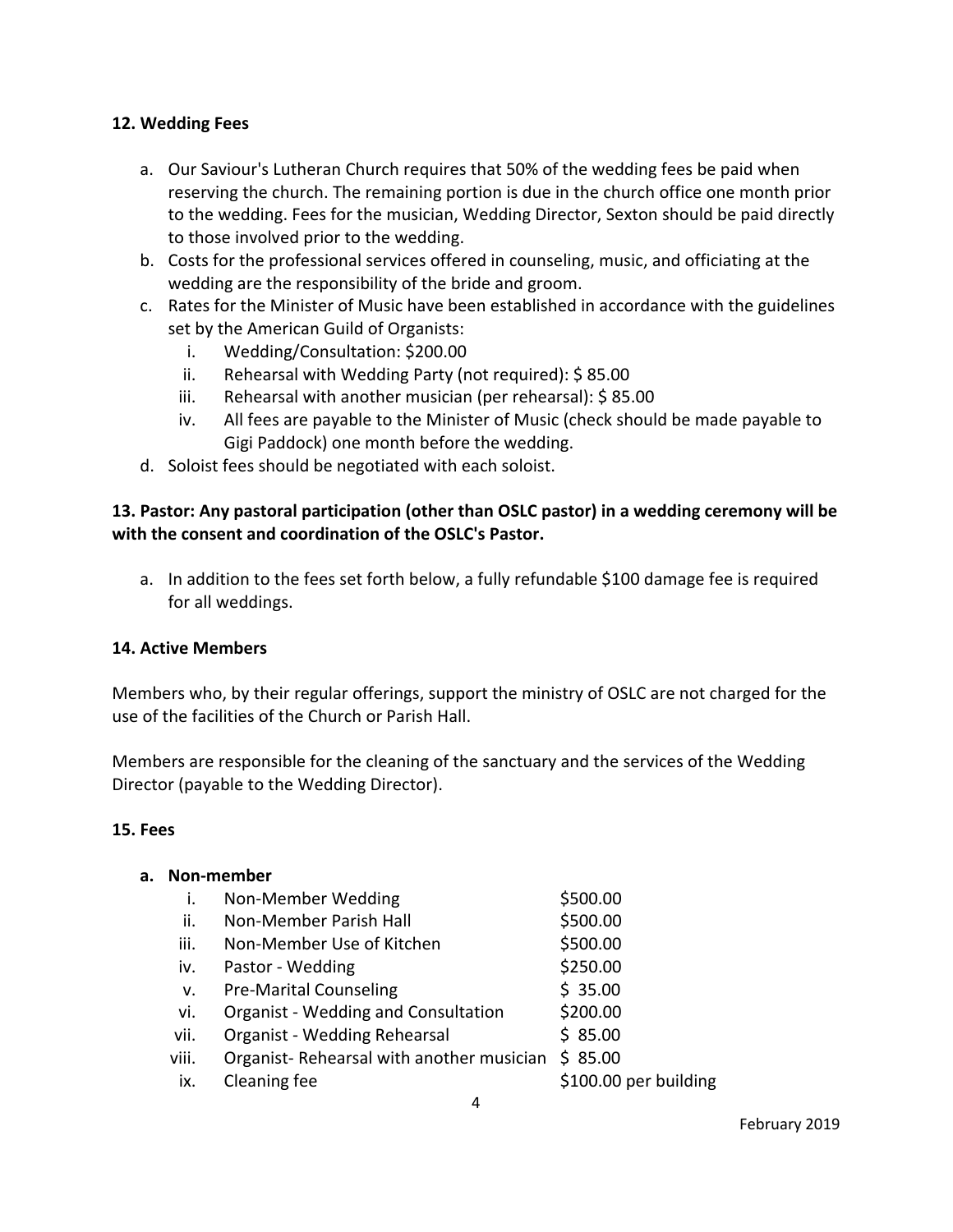### 12. Wedding Fees

a. Our Saviour's Lutheran Church requires that 50% of the wedding fees be paid when reserving the church. The remaining portion is due in the church office one month prior to the wedding. Fees for the musician, Wedding Director, Sexton should be paid directly to those involved prior to the wedding.
b. Costs for the professional services offered in counseling, music, and officiating at the wedding are the responsibility of the bride and groom.
c. Rates for the Minister of Music have been established in accordance with the guidelines set by the American Guild of Organists:
    i. Wedding/Consultation: $200.00
    ii. Rehearsal with Wedding Party (not required): $ 85.00
    iii. Rehearsal with another musician (per rehearsal): $ 85.00
    iv. All fees are payable to the Minister of Music (check should be made payable to Gigi Paddock) one month before the wedding.
d. Soloist fees should be negotiated with each soloist.

### 13. Pastor: Any pastoral participation (other than OSLC pastor) in a wedding ceremony will be with the consent and coordination of the OSLC's Pastor.

a. In addition to the fees set forth below, a fully refundable $100 damage fee is required for all weddings.

### 14. Active Members

Members who, by their regular offerings, support the ministry of OSLC are not charged for the use of the facilities of the Church or Parish Hall.

Members are responsible for the cleaning of the sanctuary and the services of the Wedding Director (payable to the Wedding Director).

### 15. Fees

**a. Non-member**

| | Item | Fee |
|---|---|---|
| i. | Non-Member Wedding | $500.00 |
| ii. | Non-Member Parish Hall | $500.00 |
| iii. | Non-Member Use of Kitchen | $500.00 |
| iv. | Pastor - Wedding | $250.00 |
| v. | Pre-Marital Counseling | $ 35.00 |
| vi. | Organist - Wedding and Consultation | $200.00 |
| vii. | Organist - Wedding Rehearsal | $ 85.00 |
| viii. | Organist- Rehearsal with another musician | $ 85.00 |
| ix. | Cleaning fee | $100.00 per building |

February 2019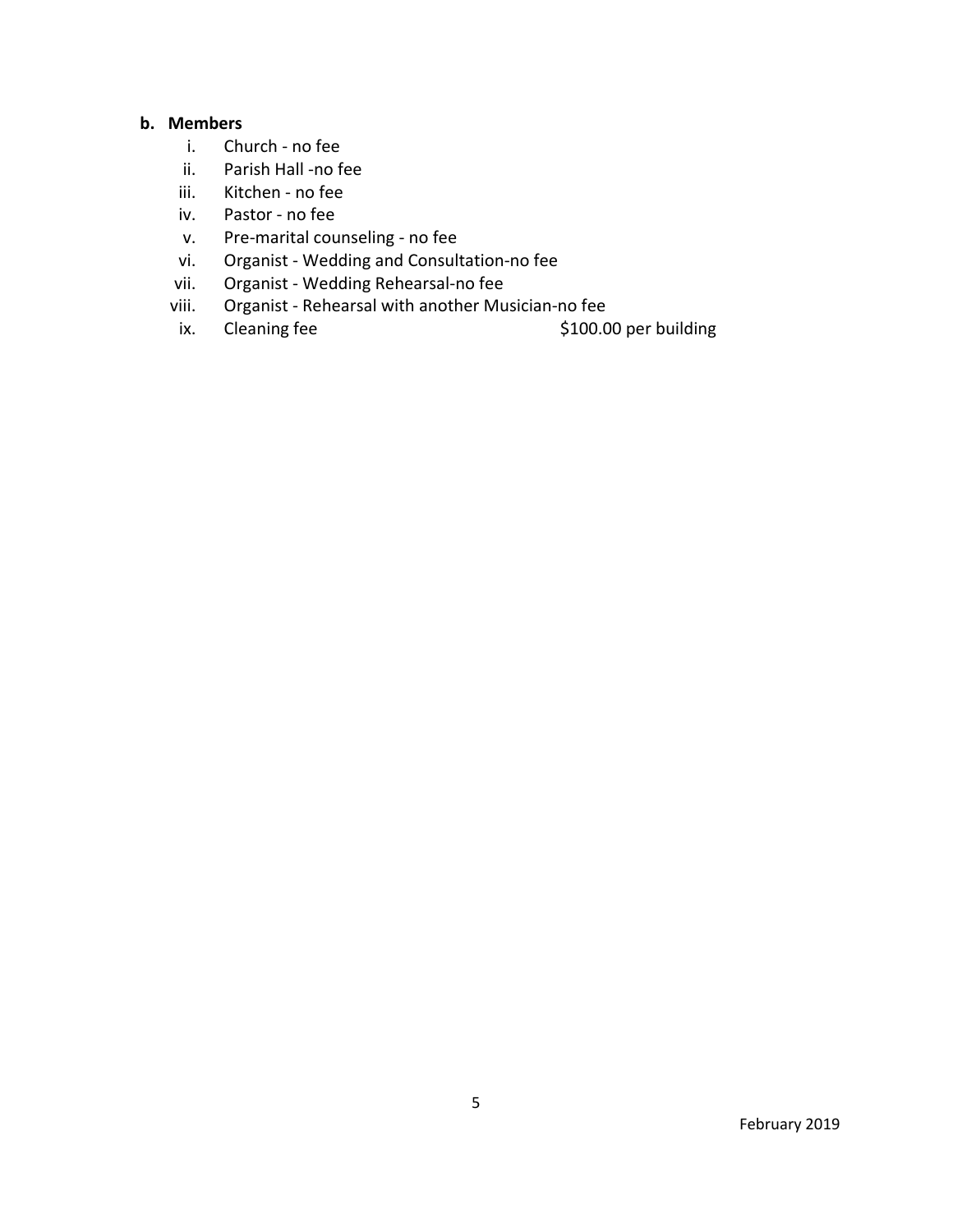**b. Members**

i. Church - no fee
ii. Parish Hall -no fee
iii. Kitchen - no fee
iv. Pastor - no fee
v. Pre-marital counseling - no fee
vi. Organist - Wedding and Consultation-no fee
vii. Organist - Wedding Rehearsal-no fee
viii. Organist - Rehearsal with another Musician-no fee
ix. Cleaning fee $100.00 per building

February 2019